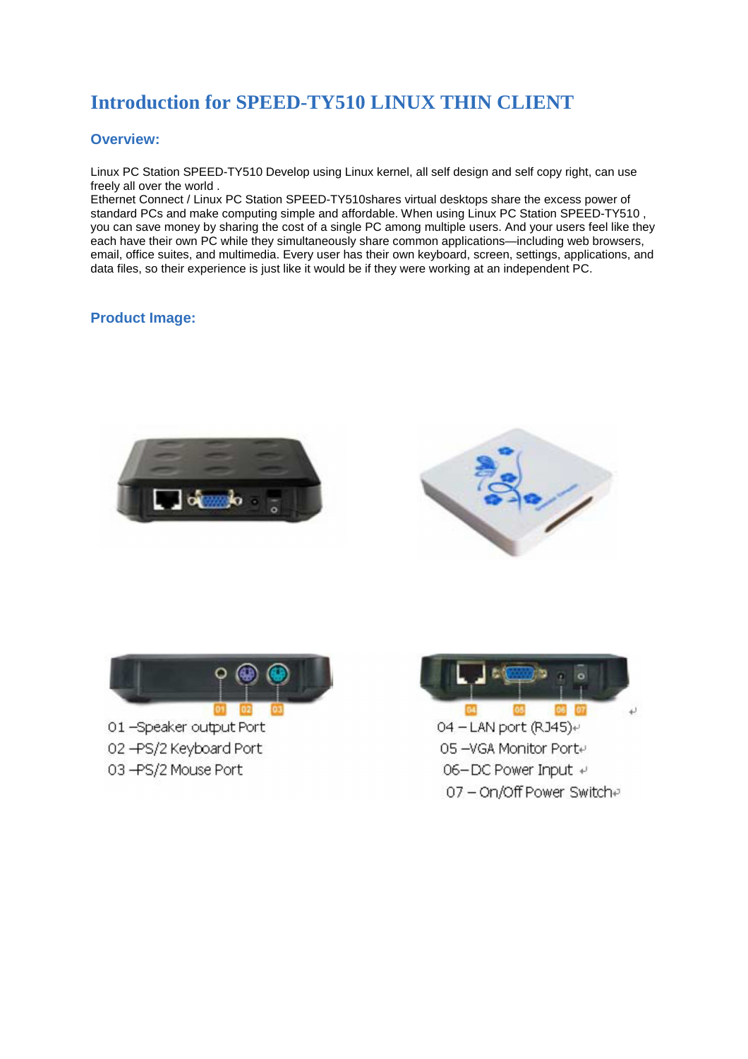# Introduction for SPEED-TY510 LINUX THIN CLIENT

## Overview:

Linux PC Station SPEED-TY510 Develop using Linux kernel, all self design and self copy right, can use freely all over the world .
Ethernet Connect / Linux PC Station SPEED-TY510shares virtual desktops share the excess power of standard PCs and make computing simple and affordable. When using Linux PC Station SPEED-TY510 , you can save money by sharing the cost of a single PC among multiple users. And your users feel like they each have their own PC while they simultaneously share common applications—including web browsers, email, office suites, and multimedia. Every user has their own keyboard, screen, settings, applications, and data files, so their experience is just like it would be if they were working at an independent PC.

## Product Image:

01 –Speaker output Port
02 –PS/2 Keyboard Port
03 –PS/2 Mouse Port

04 – LAN port (RJ45)
05 –VGA Monitor Port
06– DC Power Input
07 – On/Off Power Switch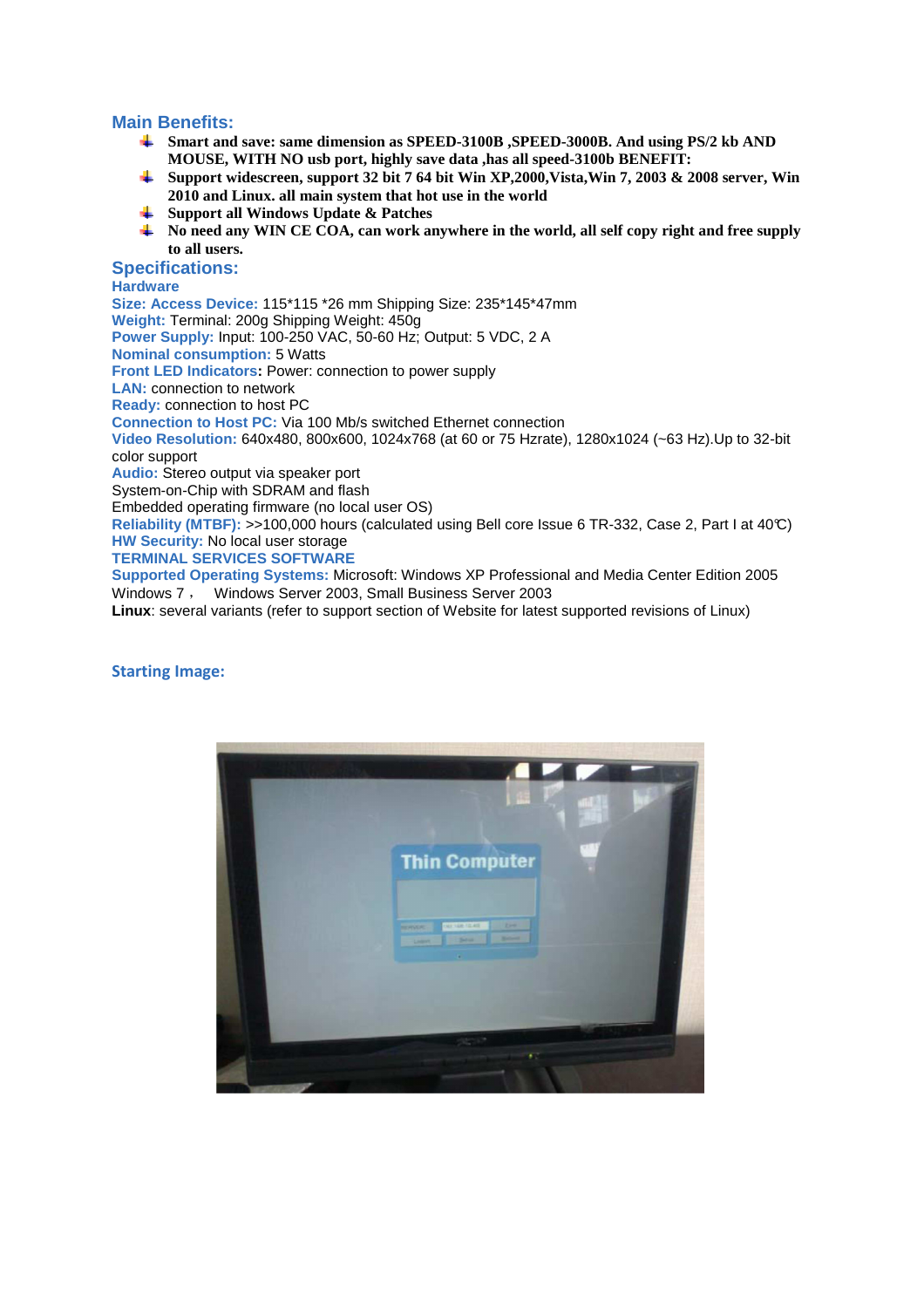## Main Benefits:

- **Smart and save: same dimension as SPEED-3100B ,SPEED-3000B. And using PS/2 kb AND MOUSE, WITH NO usb port, highly save data ,has all speed-3100b BENEFIT:**
- **Support widescreen, support 32 bit 7 64 bit Win XP,2000,Vista,Win 7, 2003 & 2008 server, Win 2010 and Linux. all main system that hot use in the world**
- **Support all Windows Update & Patches**
- **No need any WIN CE COA, can work anywhere in the world, all self copy right and free supply to all users.**

## Specifications:

### Hardware

**Size: Access Device:** 115*115 *26 mm Shipping Size: 235*145*47mm
**Weight:** Terminal: 200g Shipping Weight: 450g
**Power Supply:** Input: 100-250 VAC, 50-60 Hz; Output: 5 VDC, 2 A
**Nominal consumption:** 5 Watts
**Front LED Indicators:** Power: connection to power supply
**LAN:** connection to network
**Ready:** connection to host PC
**Connection to Host PC:** Via 100 Mb/s switched Ethernet connection
**Video Resolution:** 640x480, 800x600, 1024x768 (at 60 or 75 Hzrate), 1280x1024 (~63 Hz).Up to 32-bit color support
**Audio:** Stereo output via speaker port
System-on-Chip with SDRAM and flash
Embedded operating firmware (no local user OS)
**Reliability (MTBF):** >>100,000 hours (calculated using Bell core Issue 6 TR-332, Case 2, Part I at 40℃)
**HW Security:** No local user storage

### TERMINAL SERVICES SOFTWARE

**Supported Operating Systems:** Microsoft: Windows XP Professional and Media Center Edition 2005 Windows 7， Windows Server 2003, Small Business Server 2003
**Linux**: several variants (refer to support section of Website for latest supported revisions of Linux)

### Starting Image: